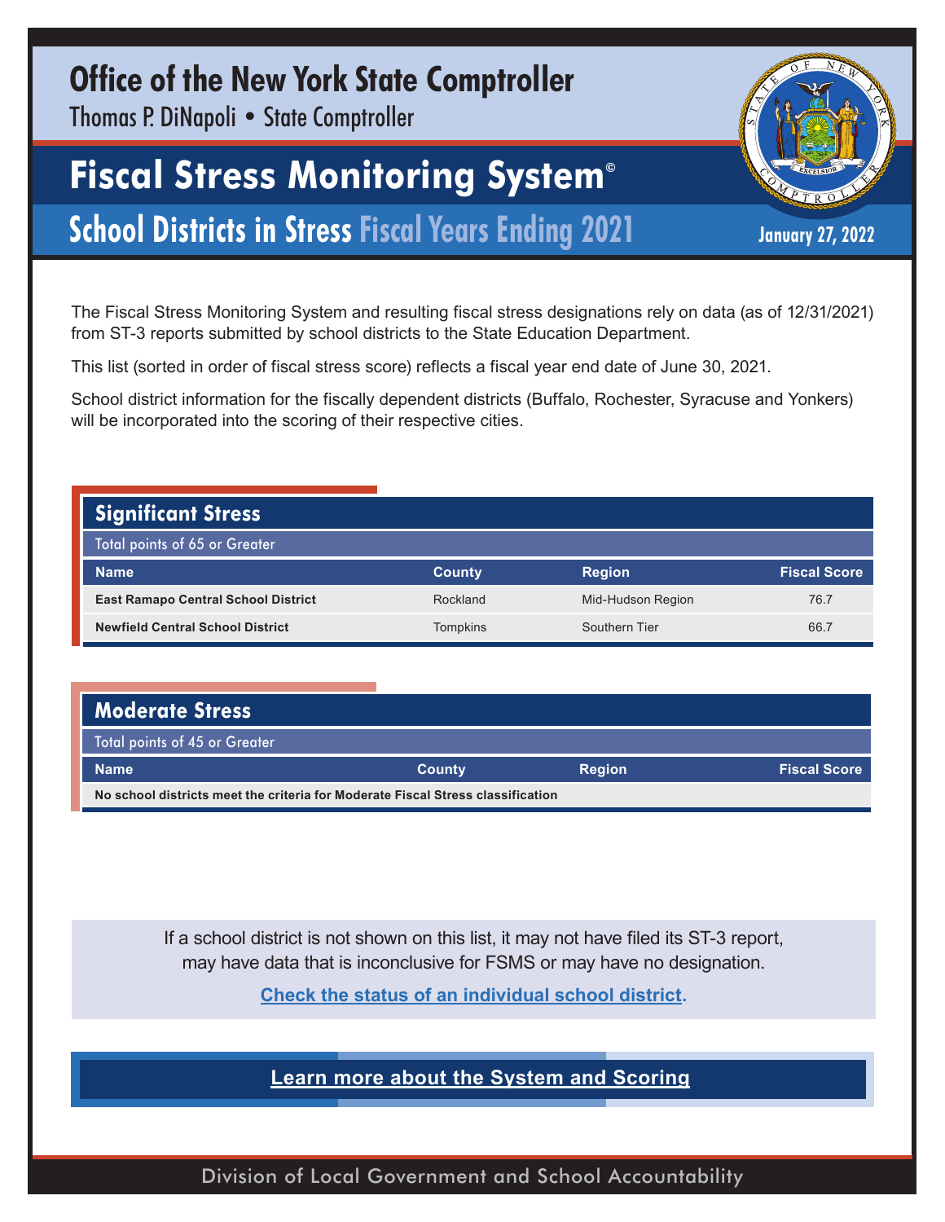# Office of the New York State Comptroller

Thomas P. DiNapoli • State Comptroller

# Fiscal Stress Monitoring System©

## School Districts in Stress Fiscal Years Ending 2021

January 27, 2022

The Fiscal Stress Monitoring System and resulting fiscal stress designations rely on data (as of 12/31/2021) from ST-3 reports submitted by school districts to the State Education Department.

This list (sorted in order of fiscal stress score) reflects a fiscal year end date of June 30, 2021.

School district information for the fiscally dependent districts (Buffalo, Rochester, Syracuse and Yonkers) will be incorporated into the scoring of their respective cities.

### Significant Stress

Total points of 65 or Greater

| Name | County | Region | Fiscal Score |
|---|---|---|---|
| **East Ramapo Central School District** | Rockland | Mid-Hudson Region | 76.7 |
| **Newfield Central School District** | Tompkins | Southern Tier | 66.7 |

### Moderate Stress

Total points of 45 or Greater

| Name | County | Region | Fiscal Score |
|---|---|---|---|
| **No school districts meet the criteria for Moderate Fiscal Stress classification** | | | |

If a school district is not shown on this list, it may not have filed its ST-3 report, may have data that is inconclusive for FSMS or may have no designation.

**Check the status of an individual school district.**

**Learn more about the System and Scoring**

Division of Local Government and School Accountability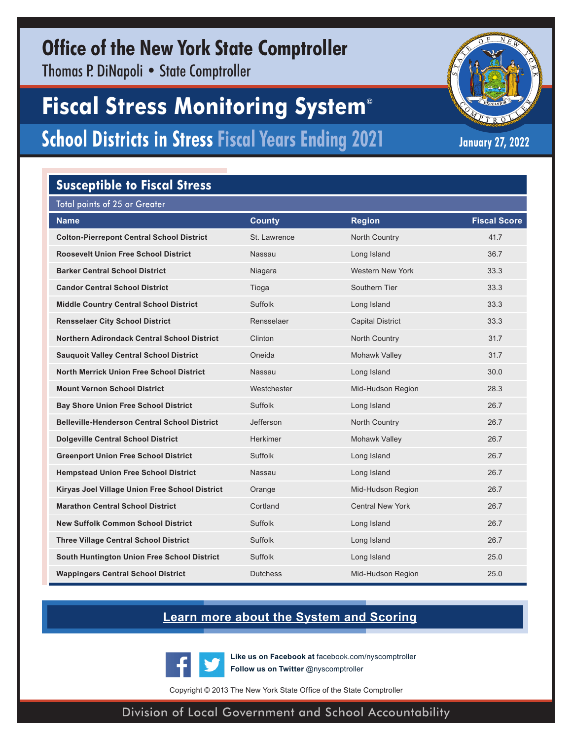# Office of the New York State Comptroller

Thomas P. DiNapoli • State Comptroller

# Fiscal Stress Monitoring System©

## School Districts in Stress Fiscal Years Ending 2021

January 27, 2022

### Susceptible to Fiscal Stress

Total points of 25 or Greater

| Name | County | Region | Fiscal Score |
|---|---|---|---|
| **Colton-Pierrepont Central School District** | St. Lawrence | North Country | 41.7 |
| **Roosevelt Union Free School District** | Nassau | Long Island | 36.7 |
| **Barker Central School District** | Niagara | Western New York | 33.3 |
| **Candor Central School District** | Tioga | Southern Tier | 33.3 |
| **Middle Country Central School District** | Suffolk | Long Island | 33.3 |
| **Rensselaer City School District** | Rensselaer | Capital District | 33.3 |
| **Northern Adirondack Central School District** | Clinton | North Country | 31.7 |
| **Sauquoit Valley Central School District** | Oneida | Mohawk Valley | 31.7 |
| **North Merrick Union Free School District** | Nassau | Long Island | 30.0 |
| **Mount Vernon School District** | Westchester | Mid-Hudson Region | 28.3 |
| **Bay Shore Union Free School District** | Suffolk | Long Island | 26.7 |
| **Belleville-Henderson Central School District** | Jefferson | North Country | 26.7 |
| **Dolgeville Central School District** | Herkimer | Mohawk Valley | 26.7 |
| **Greenport Union Free School District** | Suffolk | Long Island | 26.7 |
| **Hempstead Union Free School District** | Nassau | Long Island | 26.7 |
| **Kiryas Joel Village Union Free School District** | Orange | Mid-Hudson Region | 26.7 |
| **Marathon Central School District** | Cortland | Central New York | 26.7 |
| **New Suffolk Common School District** | Suffolk | Long Island | 26.7 |
| **Three Village Central School District** | Suffolk | Long Island | 26.7 |
| **South Huntington Union Free School District** | Suffolk | Long Island | 25.0 |
| **Wappingers Central School District** | Dutchess | Mid-Hudson Region | 25.0 |

**Learn more about the System and Scoring**

**Like us on Facebook at** facebook.com/nyscomptroller
**Follow us on Twitter** @nyscomptroller

Copyright © 2013 The New York State Office of the State Comptroller

Division of Local Government and School Accountability